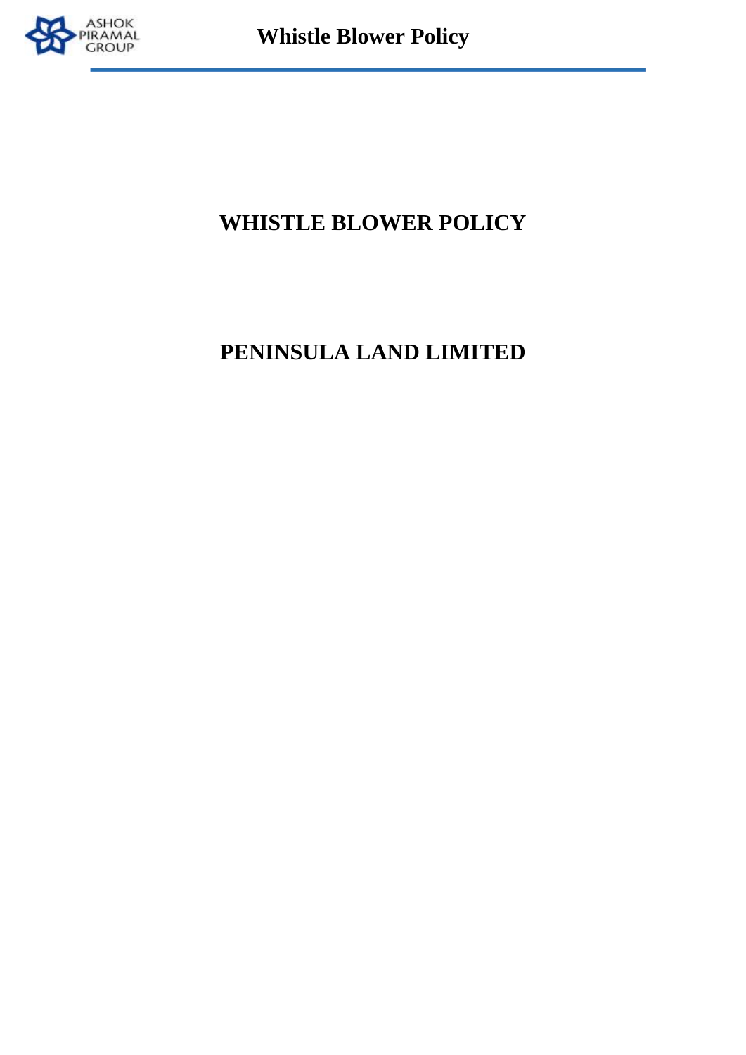# WHISTLE BLOWER POLICY

# PENINSULA LAND LIMITED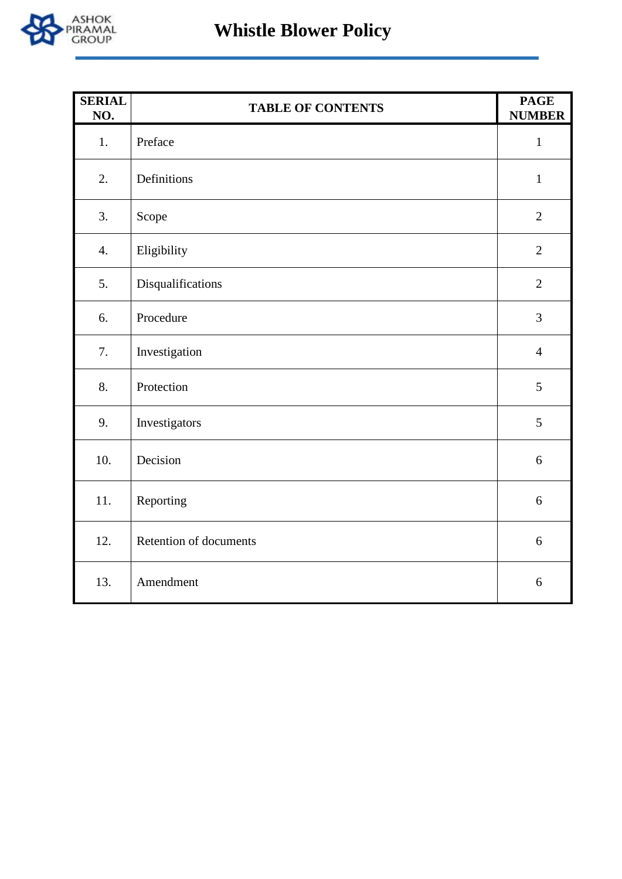# Whistle Blower Policy

| SERIAL NO. | TABLE OF CONTENTS | PAGE NUMBER |
|---|---|---|
| 1. | Preface | 1 |
| 2. | Definitions | 1 |
| 3. | Scope | 2 |
| 4. | Eligibility | 2 |
| 5. | Disqualifications | 2 |
| 6. | Procedure | 3 |
| 7. | Investigation | 4 |
| 8. | Protection | 5 |
| 9. | Investigators | 5 |
| 10. | Decision | 6 |
| 11. | Reporting | 6 |
| 12. | Retention of documents | 6 |
| 13. | Amendment | 6 |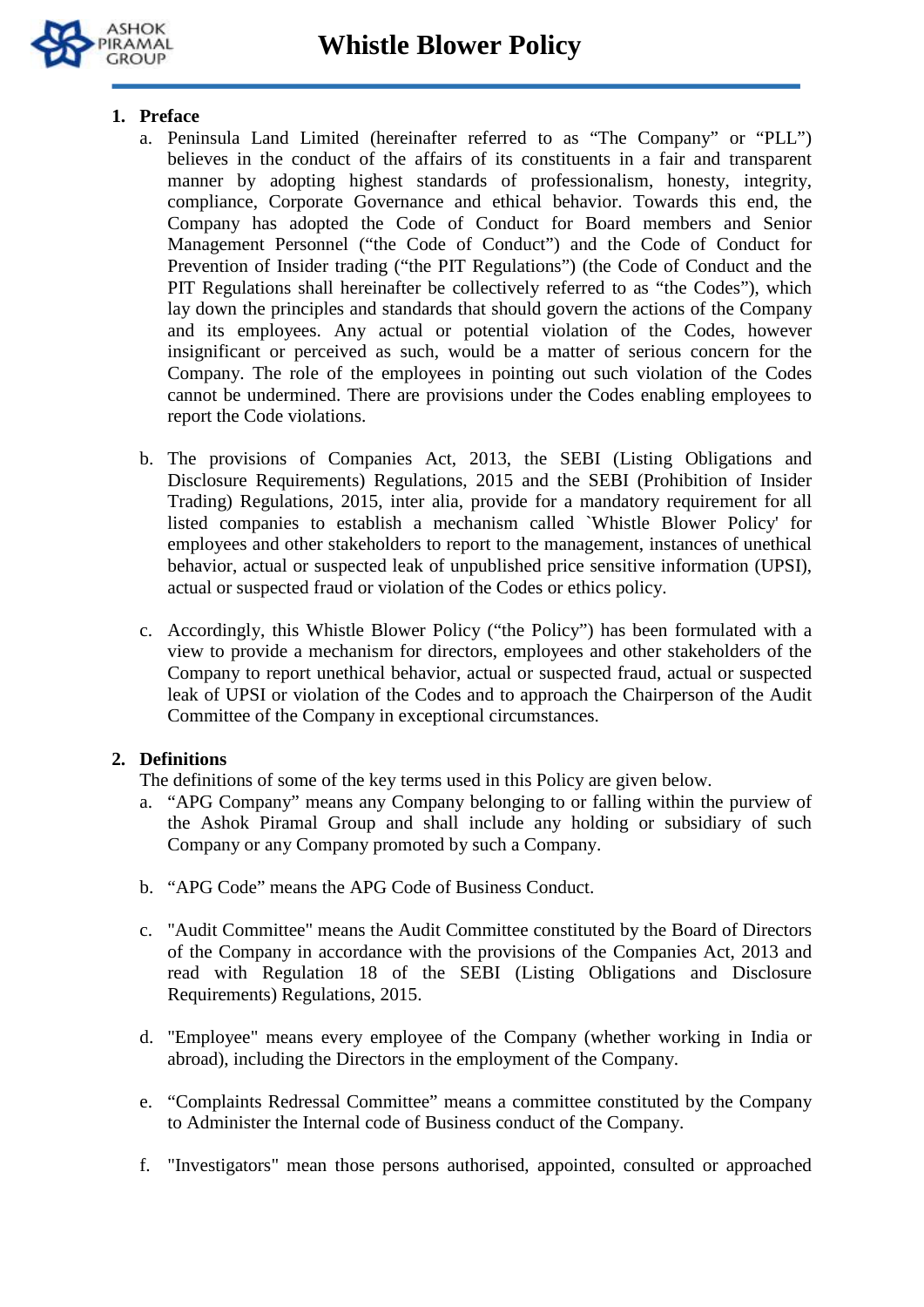# Whistle Blower Policy

## 1. Preface

a. Peninsula Land Limited (hereinafter referred to as "The Company" or "PLL") believes in the conduct of the affairs of its constituents in a fair and transparent manner by adopting highest standards of professionalism, honesty, integrity, compliance, Corporate Governance and ethical behavior. Towards this end, the Company has adopted the Code of Conduct for Board members and Senior Management Personnel ("the Code of Conduct") and the Code of Conduct for Prevention of Insider trading ("the PIT Regulations") (the Code of Conduct and the PIT Regulations shall hereinafter be collectively referred to as "the Codes"), which lay down the principles and standards that should govern the actions of the Company and its employees. Any actual or potential violation of the Codes, however insignificant or perceived as such, would be a matter of serious concern for the Company. The role of the employees in pointing out such violation of the Codes cannot be undermined. There are provisions under the Codes enabling employees to report the Code violations.

b. The provisions of Companies Act, 2013, the SEBI (Listing Obligations and Disclosure Requirements) Regulations, 2015 and the SEBI (Prohibition of Insider Trading) Regulations, 2015, inter alia, provide for a mandatory requirement for all listed companies to establish a mechanism called `Whistle Blower Policy' for employees and other stakeholders to report to the management, instances of unethical behavior, actual or suspected leak of unpublished price sensitive information (UPSI), actual or suspected fraud or violation of the Codes or ethics policy.

c. Accordingly, this Whistle Blower Policy ("the Policy") has been formulated with a view to provide a mechanism for directors, employees and other stakeholders of the Company to report unethical behavior, actual or suspected fraud, actual or suspected leak of UPSI or violation of the Codes and to approach the Chairperson of the Audit Committee of the Company in exceptional circumstances.

## 2. Definitions

The definitions of some of the key terms used in this Policy are given below.

a. "APG Company" means any Company belonging to or falling within the purview of the Ashok Piramal Group and shall include any holding or subsidiary of such Company or any Company promoted by such a Company.

b. "APG Code" means the APG Code of Business Conduct.

c. "Audit Committee" means the Audit Committee constituted by the Board of Directors of the Company in accordance with the provisions of the Companies Act, 2013 and read with Regulation 18 of the SEBI (Listing Obligations and Disclosure Requirements) Regulations, 2015.

d. "Employee" means every employee of the Company (whether working in India or abroad), including the Directors in the employment of the Company.

e. "Complaints Redressal Committee" means a committee constituted by the Company to Administer the Internal code of Business conduct of the Company.

f. "Investigators" mean those persons authorised, appointed, consulted or approached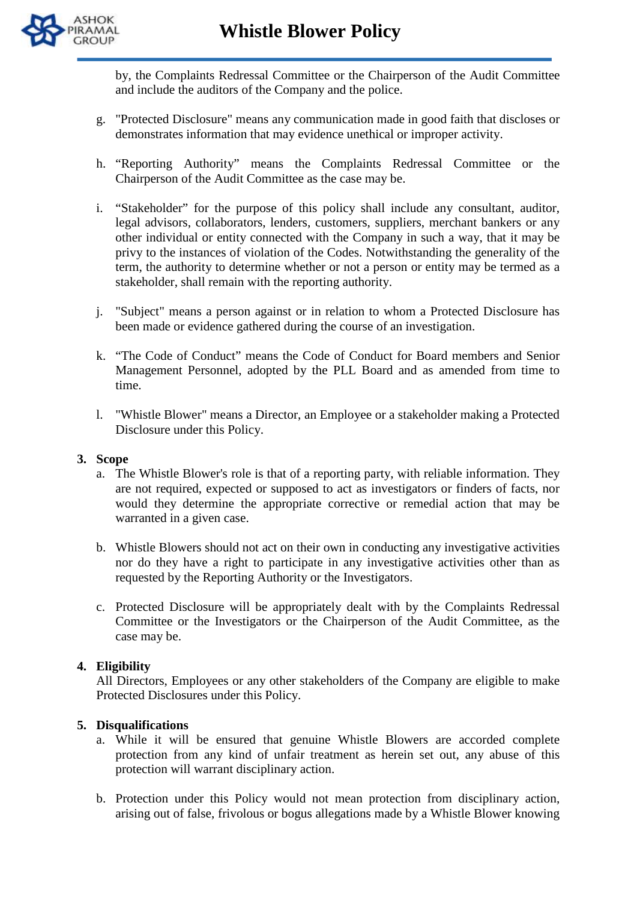by, the Complaints Redressal Committee or the Chairperson of the Audit Committee and include the auditors of the Company and the police.

g. "Protected Disclosure" means any communication made in good faith that discloses or demonstrates information that may evidence unethical or improper activity.

h. "Reporting Authority" means the Complaints Redressal Committee or the Chairperson of the Audit Committee as the case may be.

i. "Stakeholder" for the purpose of this policy shall include any consultant, auditor, legal advisors, collaborators, lenders, customers, suppliers, merchant bankers or any other individual or entity connected with the Company in such a way, that it may be privy to the instances of violation of the Codes. Notwithstanding the generality of the term, the authority to determine whether or not a person or entity may be termed as a stakeholder, shall remain with the reporting authority.

j. "Subject" means a person against or in relation to whom a Protected Disclosure has been made or evidence gathered during the course of an investigation.

k. "The Code of Conduct" means the Code of Conduct for Board members and Senior Management Personnel, adopted by the PLL Board and as amended from time to time.

l. "Whistle Blower" means a Director, an Employee or a stakeholder making a Protected Disclosure under this Policy.

**3. Scope**

a. The Whistle Blower's role is that of a reporting party, with reliable information. They are not required, expected or supposed to act as investigators or finders of facts, nor would they determine the appropriate corrective or remedial action that may be warranted in a given case.

b. Whistle Blowers should not act on their own in conducting any investigative activities nor do they have a right to participate in any investigative activities other than as requested by the Reporting Authority or the Investigators.

c. Protected Disclosure will be appropriately dealt with by the Complaints Redressal Committee or the Investigators or the Chairperson of the Audit Committee, as the case may be.

**4. Eligibility**

All Directors, Employees or any other stakeholders of the Company are eligible to make Protected Disclosures under this Policy.

**5. Disqualifications**

a. While it will be ensured that genuine Whistle Blowers are accorded complete protection from any kind of unfair treatment as herein set out, any abuse of this protection will warrant disciplinary action.

b. Protection under this Policy would not mean protection from disciplinary action, arising out of false, frivolous or bogus allegations made by a Whistle Blower knowing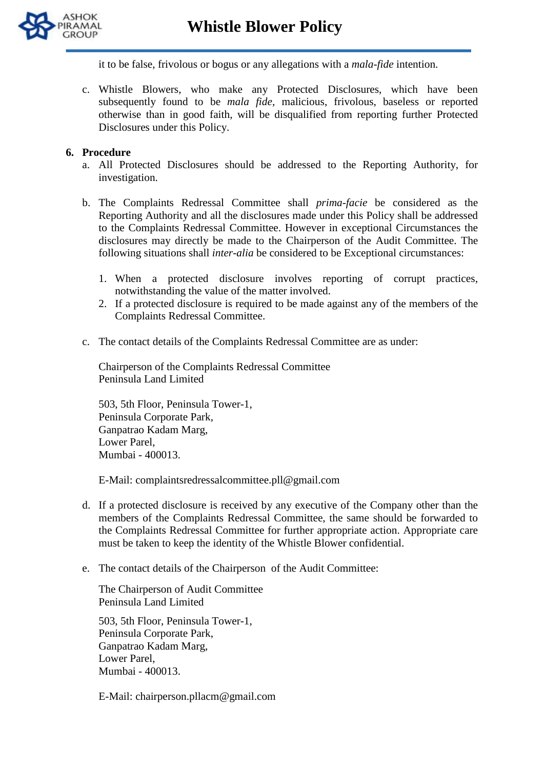it to be false, frivolous or bogus or any allegations with a *mala-fide* intention.

c. Whistle Blowers, who make any Protected Disclosures, which have been subsequently found to be *mala fide*, malicious, frivolous, baseless or reported otherwise than in good faith, will be disqualified from reporting further Protected Disclosures under this Policy.

**6. Procedure**

a. All Protected Disclosures should be addressed to the Reporting Authority, for investigation.

b. The Complaints Redressal Committee shall *prima-facie* be considered as the Reporting Authority and all the disclosures made under this Policy shall be addressed to the Complaints Redressal Committee. However in exceptional Circumstances the disclosures may directly be made to the Chairperson of the Audit Committee. The following situations shall *inter-alia* be considered to be Exceptional circumstances:

   1. When a protected disclosure involves reporting of corrupt practices, notwithstanding the value of the matter involved.
   2. If a protected disclosure is required to be made against any of the members of the Complaints Redressal Committee.

c. The contact details of the Complaints Redressal Committee are as under:

   Chairperson of the Complaints Redressal Committee
   Peninsula Land Limited

   503, 5th Floor, Peninsula Tower-1,
   Peninsula Corporate Park,
   Ganpatrao Kadam Marg,
   Lower Parel,
   Mumbai - 400013.

   E-Mail: complaintsredressalcommittee.pll@gmail.com

d. If a protected disclosure is received by any executive of the Company other than the members of the Complaints Redressal Committee, the same should be forwarded to the Complaints Redressal Committee for further appropriate action. Appropriate care must be taken to keep the identity of the Whistle Blower confidential.

e. The contact details of the Chairperson of the Audit Committee:

   The Chairperson of Audit Committee
   Peninsula Land Limited

   503, 5th Floor, Peninsula Tower-1,
   Peninsula Corporate Park,
   Ganpatrao Kadam Marg,
   Lower Parel,
   Mumbai - 400013.

   E-Mail: chairperson.pllacm@gmail.com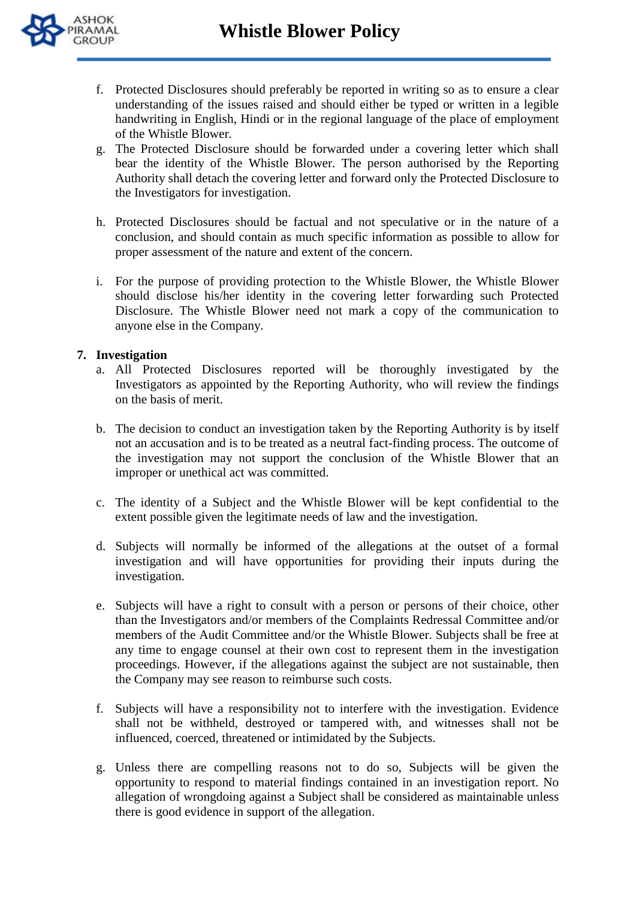f. Protected Disclosures should preferably be reported in writing so as to ensure a clear understanding of the issues raised and should either be typed or written in a legible handwriting in English, Hindi or in the regional language of the place of employment of the Whistle Blower.

g. The Protected Disclosure should be forwarded under a covering letter which shall bear the identity of the Whistle Blower. The person authorised by the Reporting Authority shall detach the covering letter and forward only the Protected Disclosure to the Investigators for investigation.

h. Protected Disclosures should be factual and not speculative or in the nature of a conclusion, and should contain as much specific information as possible to allow for proper assessment of the nature and extent of the concern.

i. For the purpose of providing protection to the Whistle Blower, the Whistle Blower should disclose his/her identity in the covering letter forwarding such Protected Disclosure. The Whistle Blower need not mark a copy of the communication to anyone else in the Company.

## 7. Investigation

a. All Protected Disclosures reported will be thoroughly investigated by the Investigators as appointed by the Reporting Authority, who will review the findings on the basis of merit.

b. The decision to conduct an investigation taken by the Reporting Authority is by itself not an accusation and is to be treated as a neutral fact-finding process. The outcome of the investigation may not support the conclusion of the Whistle Blower that an improper or unethical act was committed.

c. The identity of a Subject and the Whistle Blower will be kept confidential to the extent possible given the legitimate needs of law and the investigation.

d. Subjects will normally be informed of the allegations at the outset of a formal investigation and will have opportunities for providing their inputs during the investigation.

e. Subjects will have a right to consult with a person or persons of their choice, other than the Investigators and/or members of the Complaints Redressal Committee and/or members of the Audit Committee and/or the Whistle Blower. Subjects shall be free at any time to engage counsel at their own cost to represent them in the investigation proceedings. However, if the allegations against the subject are not sustainable, then the Company may see reason to reimburse such costs.

f. Subjects will have a responsibility not to interfere with the investigation. Evidence shall not be withheld, destroyed or tampered with, and witnesses shall not be influenced, coerced, threatened or intimidated by the Subjects.

g. Unless there are compelling reasons not to do so, Subjects will be given the opportunity to respond to material findings contained in an investigation report. No allegation of wrongdoing against a Subject shall be considered as maintainable unless there is good evidence in support of the allegation.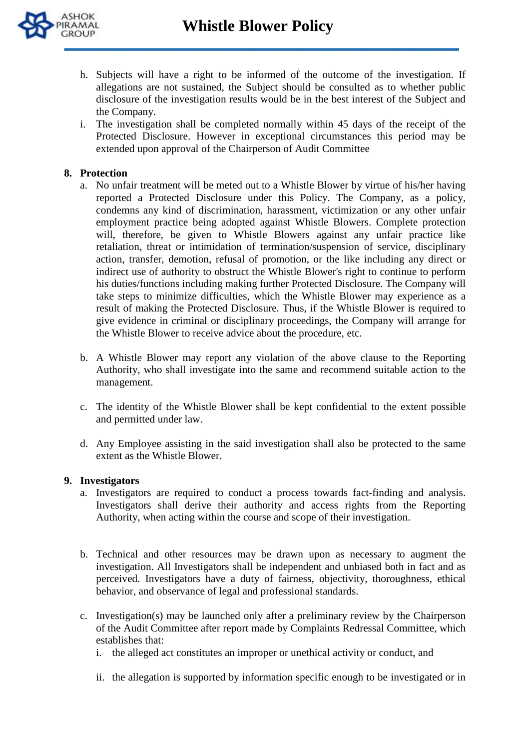h. Subjects will have a right to be informed of the outcome of the investigation. If allegations are not sustained, the Subject should be consulted as to whether public disclosure of the investigation results would be in the best interest of the Subject and the Company.
i. The investigation shall be completed normally within 45 days of the receipt of the Protected Disclosure. However in exceptional circumstances this period may be extended upon approval of the Chairperson of Audit Committee

**8. Protection**

a. No unfair treatment will be meted out to a Whistle Blower by virtue of his/her having reported a Protected Disclosure under this Policy. The Company, as a policy, condemns any kind of discrimination, harassment, victimization or any other unfair employment practice being adopted against Whistle Blowers. Complete protection will, therefore, be given to Whistle Blowers against any unfair practice like retaliation, threat or intimidation of termination/suspension of service, disciplinary action, transfer, demotion, refusal of promotion, or the like including any direct or indirect use of authority to obstruct the Whistle Blower's right to continue to perform his duties/functions including making further Protected Disclosure. The Company will take steps to minimize difficulties, which the Whistle Blower may experience as a result of making the Protected Disclosure. Thus, if the Whistle Blower is required to give evidence in criminal or disciplinary proceedings, the Company will arrange for the Whistle Blower to receive advice about the procedure, etc.

b. A Whistle Blower may report any violation of the above clause to the Reporting Authority, who shall investigate into the same and recommend suitable action to the management.

c. The identity of the Whistle Blower shall be kept confidential to the extent possible and permitted under law.

d. Any Employee assisting in the said investigation shall also be protected to the same extent as the Whistle Blower.

**9. Investigators**

a. Investigators are required to conduct a process towards fact-finding and analysis. Investigators shall derive their authority and access rights from the Reporting Authority, when acting within the course and scope of their investigation.

b. Technical and other resources may be drawn upon as necessary to augment the investigation. All Investigators shall be independent and unbiased both in fact and as perceived. Investigators have a duty of fairness, objectivity, thoroughness, ethical behavior, and observance of legal and professional standards.

c. Investigation(s) may be launched only after a preliminary review by the Chairperson of the Audit Committee after report made by Complaints Redressal Committee, which establishes that:

   i. the alleged act constitutes an improper or unethical activity or conduct, and

   ii. the allegation is supported by information specific enough to be investigated or in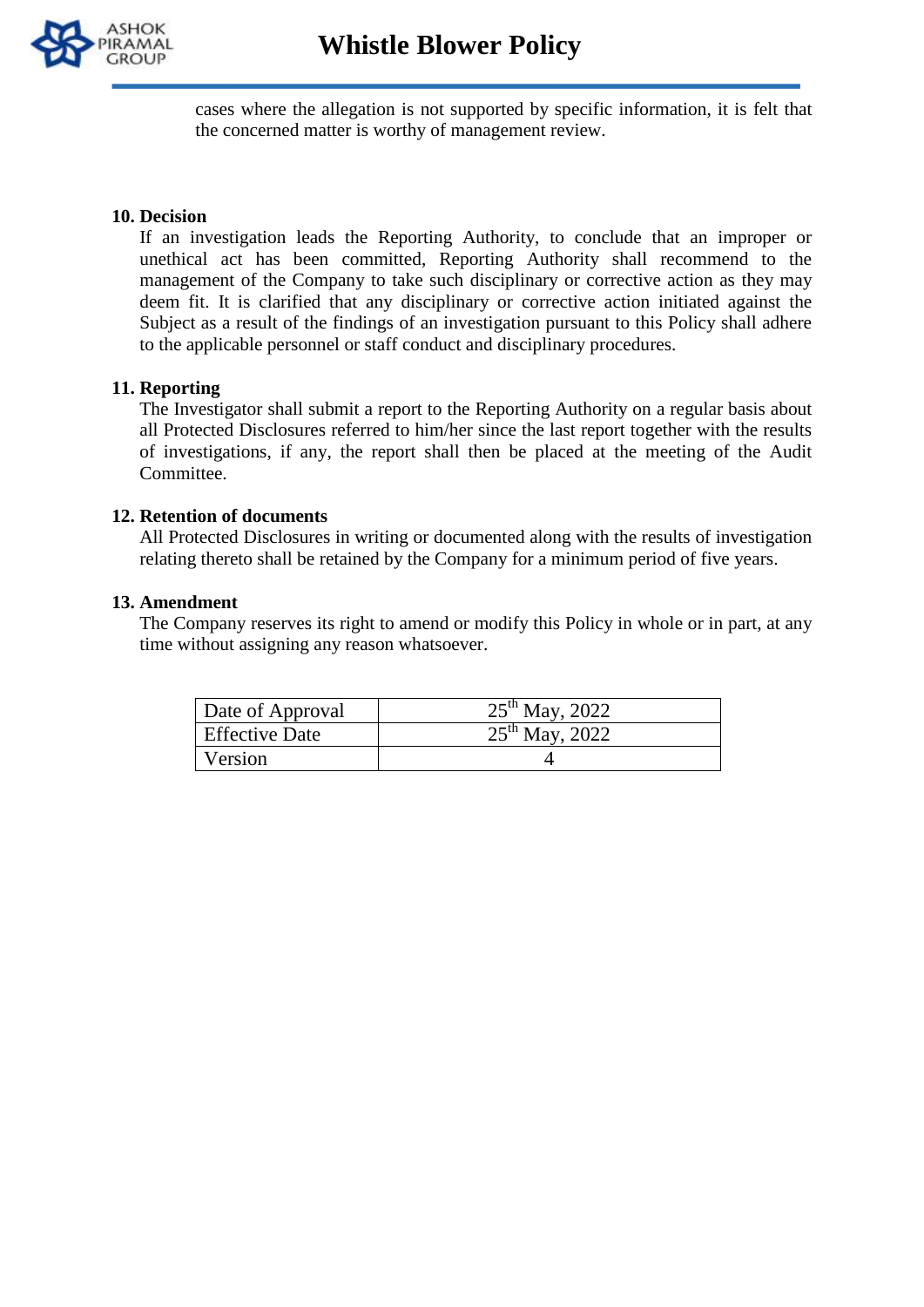cases where the allegation is not supported by specific information, it is felt that the concerned matter is worthy of management review.

**10. Decision**

If an investigation leads the Reporting Authority, to conclude that an improper or unethical act has been committed, Reporting Authority shall recommend to the management of the Company to take such disciplinary or corrective action as they may deem fit. It is clarified that any disciplinary or corrective action initiated against the Subject as a result of the findings of an investigation pursuant to this Policy shall adhere to the applicable personnel or staff conduct and disciplinary procedures.

**11. Reporting**

The Investigator shall submit a report to the Reporting Authority on a regular basis about all Protected Disclosures referred to him/her since the last report together with the results of investigations, if any, the report shall then be placed at the meeting of the Audit Committee.

**12. Retention of documents**

All Protected Disclosures in writing or documented along with the results of investigation relating thereto shall be retained by the Company for a minimum period of five years.

**13. Amendment**

The Company reserves its right to amend or modify this Policy in whole or in part, at any time without assigning any reason whatsoever.

| | |
|---|---|
| Date of Approval | 25th May, 2022 |
| Effective Date | 25th May, 2022 |
| Version | 4 |